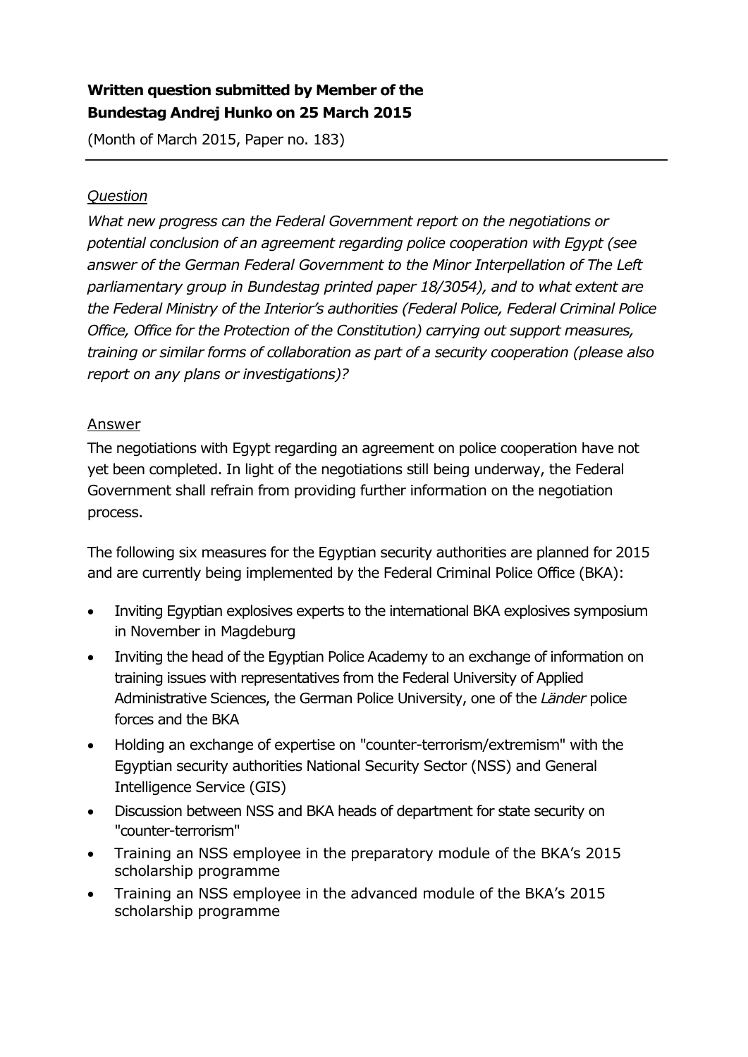**Written question submitted by Member of the Bundestag Andrej Hunko on 25 March 2015**

(Month of March 2015, Paper no. 183)

---

*Question*

*What new progress can the Federal Government report on the negotiations or potential conclusion of an agreement regarding police cooperation with Egypt (see answer of the German Federal Government to the Minor Interpellation of The Left parliamentary group in Bundestag printed paper 18/3054), and to what extent are the Federal Ministry of the Interior's authorities (Federal Police, Federal Criminal Police Office, Office for the Protection of the Constitution) carrying out support measures, training or similar forms of collaboration as part of a security cooperation (please also report on any plans or investigations)?*

Answer

The negotiations with Egypt regarding an agreement on police cooperation have not yet been completed. In light of the negotiations still being underway, the Federal Government shall refrain from providing further information on the negotiation process.

The following six measures for the Egyptian security authorities are planned for 2015 and are currently being implemented by the Federal Criminal Police Office (BKA):

- Inviting Egyptian explosives experts to the international BKA explosives symposium in November in Magdeburg
- Inviting the head of the Egyptian Police Academy to an exchange of information on training issues with representatives from the Federal University of Applied Administrative Sciences, the German Police University, one of the *Länder* police forces and the BKA
- Holding an exchange of expertise on "counter-terrorism/extremism" with the Egyptian security authorities National Security Sector (NSS) and General Intelligence Service (GIS)
- Discussion between NSS and BKA heads of department for state security on "counter-terrorism"
- Training an NSS employee in the preparatory module of the BKA's 2015 scholarship programme
- Training an NSS employee in the advanced module of the BKA's 2015 scholarship programme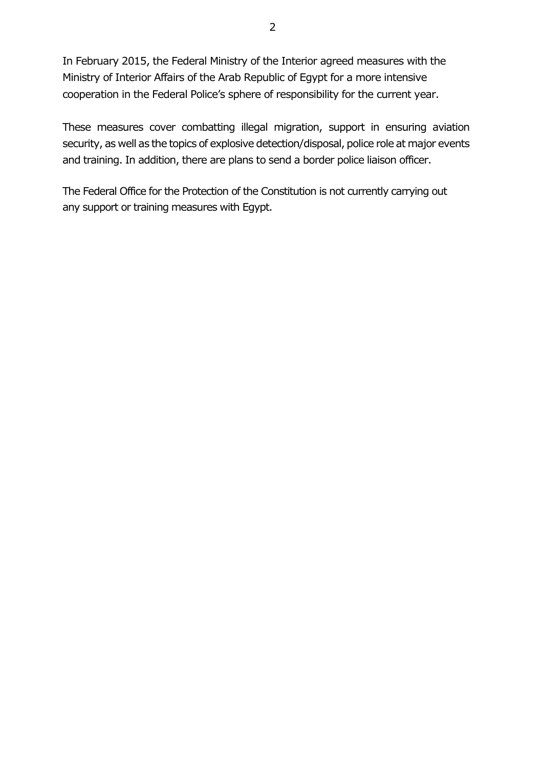In February 2015, the Federal Ministry of the Interior agreed measures with the Ministry of Interior Affairs of the Arab Republic of Egypt for a more intensive cooperation in the Federal Police's sphere of responsibility for the current year.

These measures cover combatting illegal migration, support in ensuring aviation security, as well as the topics of explosive detection/disposal, police role at major events and training. In addition, there are plans to send a border police liaison officer.

The Federal Office for the Protection of the Constitution is not currently carrying out any support or training measures with Egypt.